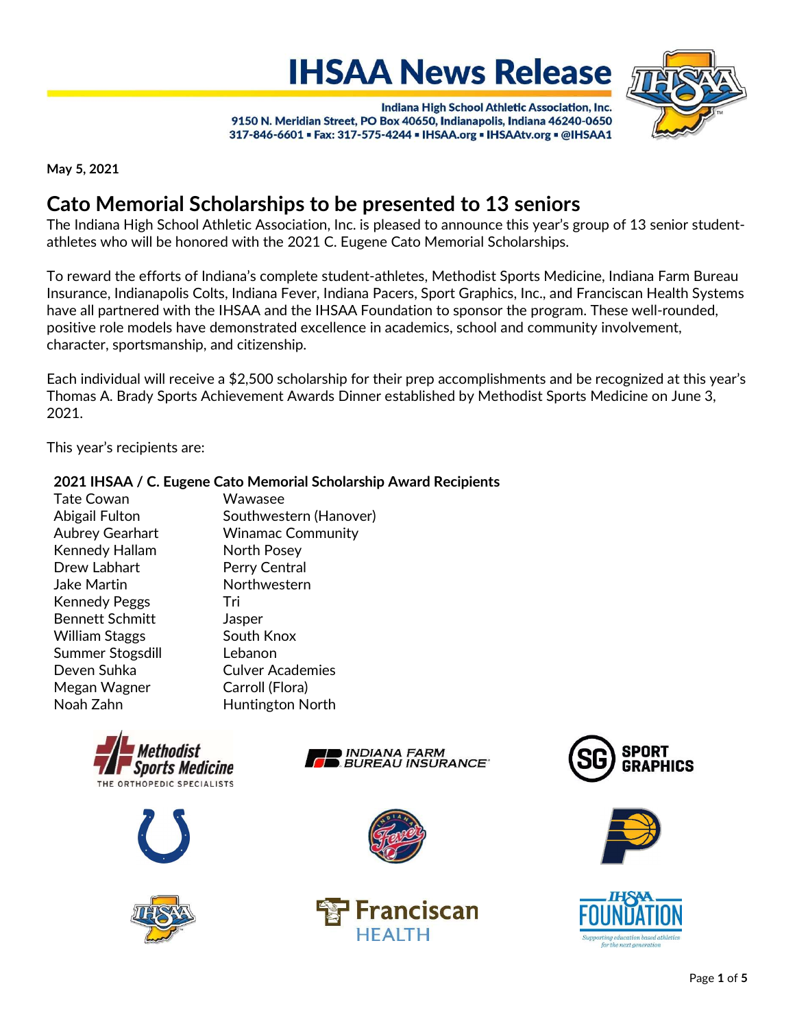# IHSAA News Release

**Indiana High School Athletic Association, Inc.**
**9150 N. Meridian Street, PO Box 40650, Indianapolis, Indiana 46240-0650**
**317-846-6601 ▪ Fax: 317-575-4244 ▪ IHSAA.org ▪ IHSAAtv.org ▪ @IHSAA1**

**May 5, 2021**

## Cato Memorial Scholarships to be presented to 13 seniors

The Indiana High School Athletic Association, Inc. is pleased to announce this year's group of 13 senior student-athletes who will be honored with the 2021 C. Eugene Cato Memorial Scholarships.

To reward the efforts of Indiana's complete student-athletes, Methodist Sports Medicine, Indiana Farm Bureau Insurance, Indianapolis Colts, Indiana Fever, Indiana Pacers, Sport Graphics, Inc., and Franciscan Health Systems have all partnered with the IHSAA and the IHSAA Foundation to sponsor the program. These well-rounded, positive role models have demonstrated excellence in academics, school and community involvement, character, sportsmanship, and citizenship.

Each individual will receive a $2,500 scholarship for their prep accomplishments and be recognized at this year's Thomas A. Brady Sports Achievement Awards Dinner established by Methodist Sports Medicine on June 3, 2021.

This year's recipients are:

**2021 IHSAA / C. Eugene Cato Memorial Scholarship Award Recipients**

| Name | School |
|---|---|
| Tate Cowan | Wawasee |
| Abigail Fulton | Southwestern (Hanover) |
| Aubrey Gearhart | Winamac Community |
| Kennedy Hallam | North Posey |
| Drew Labhart | Perry Central |
| Jake Martin | Northwestern |
| Kennedy Peggs | Tri |
| Bennett Schmitt | Jasper |
| William Staggs | South Knox |
| Summer Stogsdill | Lebanon |
| Deven Suhka | Culver Academies |
| Megan Wagner | Carroll (Flora) |
| Noah Zahn | Huntington North |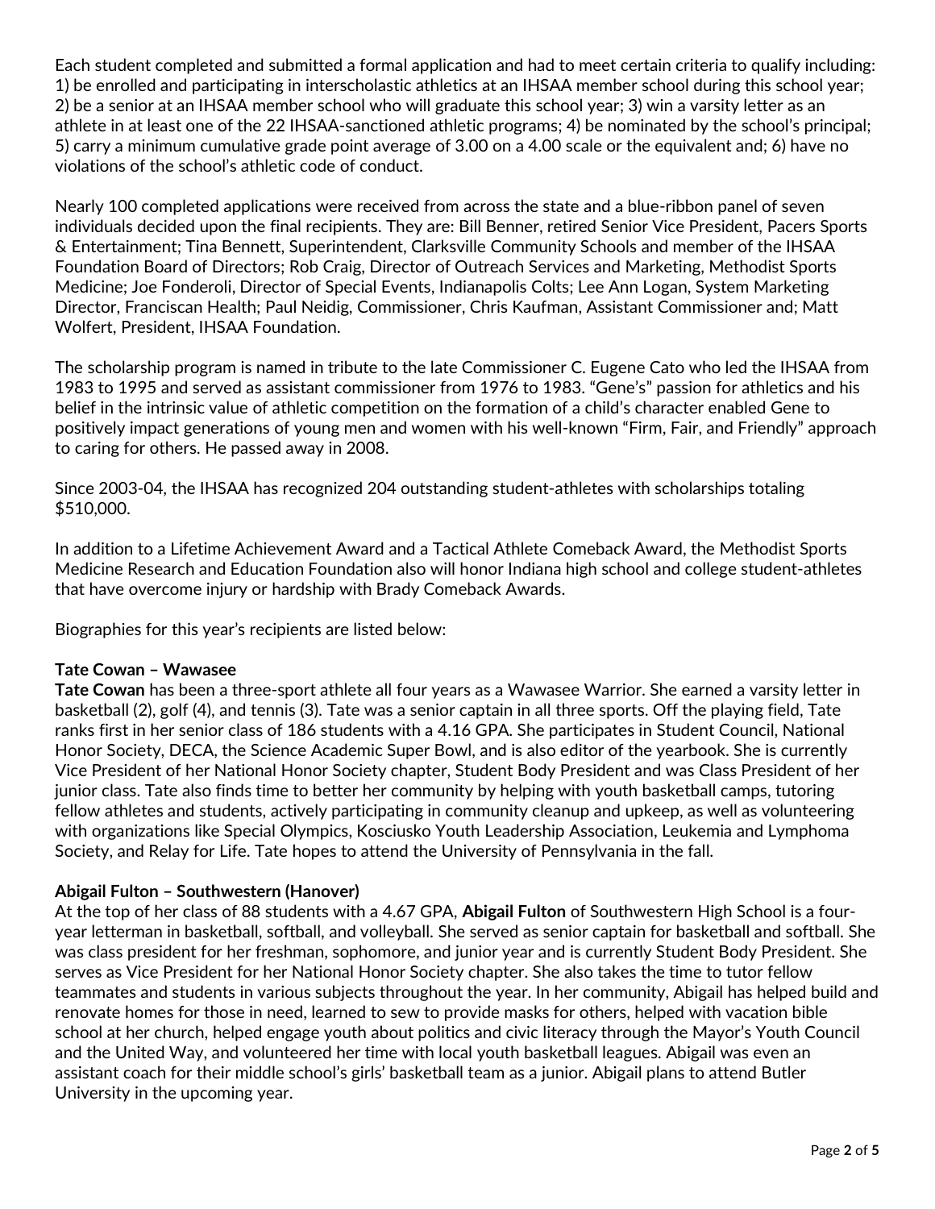Each student completed and submitted a formal application and had to meet certain criteria to qualify including: 1) be enrolled and participating in interscholastic athletics at an IHSAA member school during this school year; 2) be a senior at an IHSAA member school who will graduate this school year; 3) win a varsity letter as an athlete in at least one of the 22 IHSAA-sanctioned athletic programs; 4) be nominated by the school's principal; 5) carry a minimum cumulative grade point average of 3.00 on a 4.00 scale or the equivalent and; 6) have no violations of the school's athletic code of conduct.

Nearly 100 completed applications were received from across the state and a blue-ribbon panel of seven individuals decided upon the final recipients. They are: Bill Benner, retired Senior Vice President, Pacers Sports & Entertainment; Tina Bennett, Superintendent, Clarksville Community Schools and member of the IHSAA Foundation Board of Directors; Rob Craig, Director of Outreach Services and Marketing, Methodist Sports Medicine; Joe Fonderoli, Director of Special Events, Indianapolis Colts; Lee Ann Logan, System Marketing Director, Franciscan Health; Paul Neidig, Commissioner, Chris Kaufman, Assistant Commissioner and; Matt Wolfert, President, IHSAA Foundation.

The scholarship program is named in tribute to the late Commissioner C. Eugene Cato who led the IHSAA from 1983 to 1995 and served as assistant commissioner from 1976 to 1983. "Gene's" passion for athletics and his belief in the intrinsic value of athletic competition on the formation of a child's character enabled Gene to positively impact generations of young men and women with his well-known "Firm, Fair, and Friendly" approach to caring for others. He passed away in 2008.

Since 2003-04, the IHSAA has recognized 204 outstanding student-athletes with scholarships totaling $510,000.

In addition to a Lifetime Achievement Award and a Tactical Athlete Comeback Award, the Methodist Sports Medicine Research and Education Foundation also will honor Indiana high school and college student-athletes that have overcome injury or hardship with Brady Comeback Awards.

Biographies for this year's recipients are listed below:

**Tate Cowan – Wawasee**

**Tate Cowan** has been a three-sport athlete all four years as a Wawasee Warrior. She earned a varsity letter in basketball (2), golf (4), and tennis (3). Tate was a senior captain in all three sports. Off the playing field, Tate ranks first in her senior class of 186 students with a 4.16 GPA. She participates in Student Council, National Honor Society, DECA, the Science Academic Super Bowl, and is also editor of the yearbook. She is currently Vice President of her National Honor Society chapter, Student Body President and was Class President of her junior class. Tate also finds time to better her community by helping with youth basketball camps, tutoring fellow athletes and students, actively participating in community cleanup and upkeep, as well as volunteering with organizations like Special Olympics, Kosciusko Youth Leadership Association, Leukemia and Lymphoma Society, and Relay for Life. Tate hopes to attend the University of Pennsylvania in the fall.

**Abigail Fulton – Southwestern (Hanover)**

At the top of her class of 88 students with a 4.67 GPA, **Abigail Fulton** of Southwestern High School is a four-year letterman in basketball, softball, and volleyball. She served as senior captain for basketball and softball. She was class president for her freshman, sophomore, and junior year and is currently Student Body President. She serves as Vice President for her National Honor Society chapter. She also takes the time to tutor fellow teammates and students in various subjects throughout the year. In her community, Abigail has helped build and renovate homes for those in need, learned to sew to provide masks for others, helped with vacation bible school at her church, helped engage youth about politics and civic literacy through the Mayor's Youth Council and the United Way, and volunteered her time with local youth basketball leagues. Abigail was even an assistant coach for their middle school's girls' basketball team as a junior. Abigail plans to attend Butler University in the upcoming year.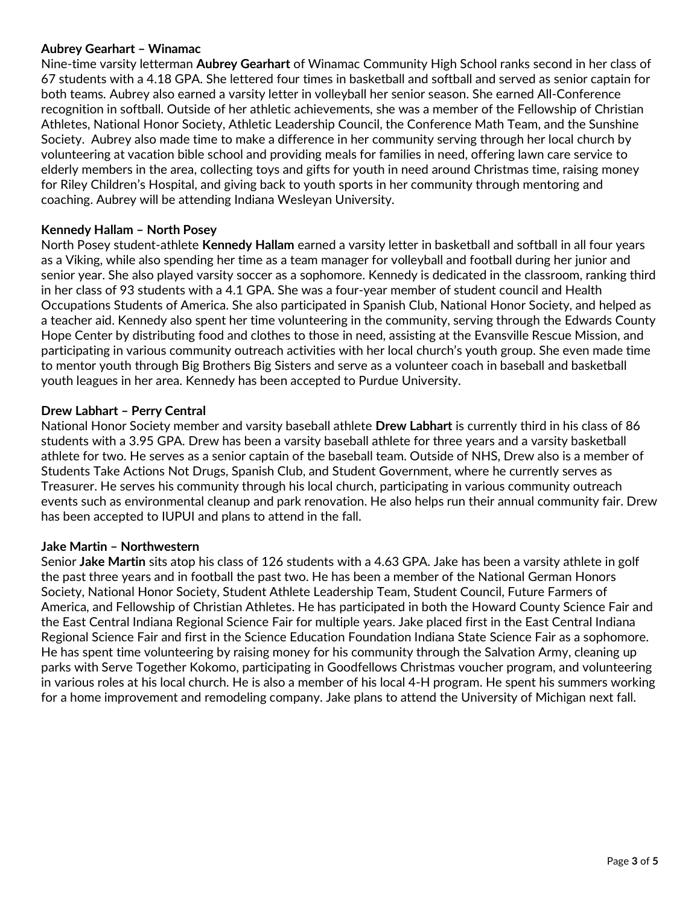**Aubrey Gearhart – Winamac**

Nine-time varsity letterman **Aubrey Gearhart** of Winamac Community High School ranks second in her class of 67 students with a 4.18 GPA. She lettered four times in basketball and softball and served as senior captain for both teams. Aubrey also earned a varsity letter in volleyball her senior season. She earned All-Conference recognition in softball. Outside of her athletic achievements, she was a member of the Fellowship of Christian Athletes, National Honor Society, Athletic Leadership Council, the Conference Math Team, and the Sunshine Society. Aubrey also made time to make a difference in her community serving through her local church by volunteering at vacation bible school and providing meals for families in need, offering lawn care service to elderly members in the area, collecting toys and gifts for youth in need around Christmas time, raising money for Riley Children's Hospital, and giving back to youth sports in her community through mentoring and coaching. Aubrey will be attending Indiana Wesleyan University.

**Kennedy Hallam – North Posey**

North Posey student-athlete **Kennedy Hallam** earned a varsity letter in basketball and softball in all four years as a Viking, while also spending her time as a team manager for volleyball and football during her junior and senior year. She also played varsity soccer as a sophomore. Kennedy is dedicated in the classroom, ranking third in her class of 93 students with a 4.1 GPA. She was a four-year member of student council and Health Occupations Students of America. She also participated in Spanish Club, National Honor Society, and helped as a teacher aid. Kennedy also spent her time volunteering in the community, serving through the Edwards County Hope Center by distributing food and clothes to those in need, assisting at the Evansville Rescue Mission, and participating in various community outreach activities with her local church's youth group. She even made time to mentor youth through Big Brothers Big Sisters and serve as a volunteer coach in baseball and basketball youth leagues in her area. Kennedy has been accepted to Purdue University.

**Drew Labhart – Perry Central**

National Honor Society member and varsity baseball athlete **Drew Labhart** is currently third in his class of 86 students with a 3.95 GPA. Drew has been a varsity baseball athlete for three years and a varsity basketball athlete for two. He serves as a senior captain of the baseball team. Outside of NHS, Drew also is a member of Students Take Actions Not Drugs, Spanish Club, and Student Government, where he currently serves as Treasurer. He serves his community through his local church, participating in various community outreach events such as environmental cleanup and park renovation. He also helps run their annual community fair. Drew has been accepted to IUPUI and plans to attend in the fall.

**Jake Martin – Northwestern**

Senior **Jake Martin** sits atop his class of 126 students with a 4.63 GPA. Jake has been a varsity athlete in golf the past three years and in football the past two. He has been a member of the National German Honors Society, National Honor Society, Student Athlete Leadership Team, Student Council, Future Farmers of America, and Fellowship of Christian Athletes. He has participated in both the Howard County Science Fair and the East Central Indiana Regional Science Fair for multiple years. Jake placed first in the East Central Indiana Regional Science Fair and first in the Science Education Foundation Indiana State Science Fair as a sophomore. He has spent time volunteering by raising money for his community through the Salvation Army, cleaning up parks with Serve Together Kokomo, participating in Goodfellows Christmas voucher program, and volunteering in various roles at his local church. He is also a member of his local 4-H program. He spent his summers working for a home improvement and remodeling company. Jake plans to attend the University of Michigan next fall.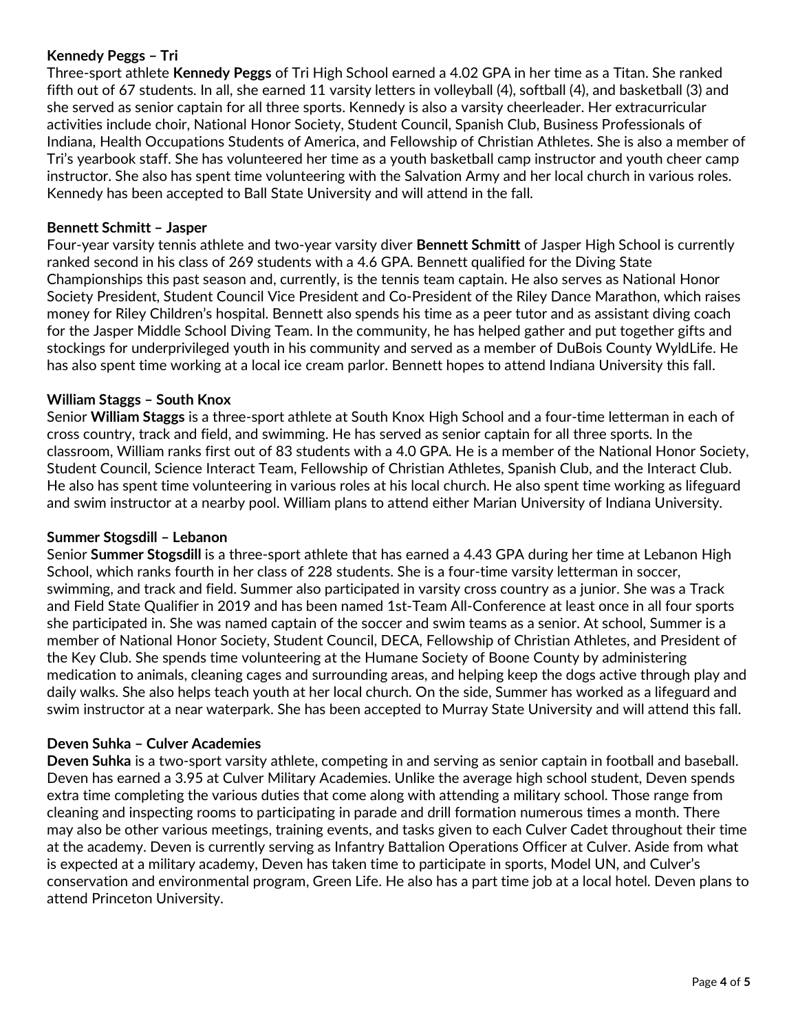**Kennedy Peggs – Tri**

Three-sport athlete **Kennedy Peggs** of Tri High School earned a 4.02 GPA in her time as a Titan. She ranked fifth out of 67 students. In all, she earned 11 varsity letters in volleyball (4), softball (4), and basketball (3) and she served as senior captain for all three sports. Kennedy is also a varsity cheerleader. Her extracurricular activities include choir, National Honor Society, Student Council, Spanish Club, Business Professionals of Indiana, Health Occupations Students of America, and Fellowship of Christian Athletes. She is also a member of Tri's yearbook staff. She has volunteered her time as a youth basketball camp instructor and youth cheer camp instructor. She also has spent time volunteering with the Salvation Army and her local church in various roles. Kennedy has been accepted to Ball State University and will attend in the fall.

**Bennett Schmitt – Jasper**

Four-year varsity tennis athlete and two-year varsity diver **Bennett Schmitt** of Jasper High School is currently ranked second in his class of 269 students with a 4.6 GPA. Bennett qualified for the Diving State Championships this past season and, currently, is the tennis team captain. He also serves as National Honor Society President, Student Council Vice President and Co-President of the Riley Dance Marathon, which raises money for Riley Children's hospital. Bennett also spends his time as a peer tutor and as assistant diving coach for the Jasper Middle School Diving Team. In the community, he has helped gather and put together gifts and stockings for underprivileged youth in his community and served as a member of DuBois County WyldLife. He has also spent time working at a local ice cream parlor. Bennett hopes to attend Indiana University this fall.

**William Staggs – South Knox**

Senior **William Staggs** is a three-sport athlete at South Knox High School and a four-time letterman in each of cross country, track and field, and swimming. He has served as senior captain for all three sports. In the classroom, William ranks first out of 83 students with a 4.0 GPA. He is a member of the National Honor Society, Student Council, Science Interact Team, Fellowship of Christian Athletes, Spanish Club, and the Interact Club. He also has spent time volunteering in various roles at his local church. He also spent time working as lifeguard and swim instructor at a nearby pool. William plans to attend either Marian University of Indiana University.

**Summer Stogsdill – Lebanon**

Senior **Summer Stogsdill** is a three-sport athlete that has earned a 4.43 GPA during her time at Lebanon High School, which ranks fourth in her class of 228 students. She is a four-time varsity letterman in soccer, swimming, and track and field. Summer also participated in varsity cross country as a junior. She was a Track and Field State Qualifier in 2019 and has been named 1st-Team All-Conference at least once in all four sports she participated in. She was named captain of the soccer and swim teams as a senior. At school, Summer is a member of National Honor Society, Student Council, DECA, Fellowship of Christian Athletes, and President of the Key Club. She spends time volunteering at the Humane Society of Boone County by administering medication to animals, cleaning cages and surrounding areas, and helping keep the dogs active through play and daily walks. She also helps teach youth at her local church. On the side, Summer has worked as a lifeguard and swim instructor at a near waterpark. She has been accepted to Murray State University and will attend this fall.

**Deven Suhka – Culver Academies**

**Deven Suhka** is a two-sport varsity athlete, competing in and serving as senior captain in football and baseball. Deven has earned a 3.95 at Culver Military Academies. Unlike the average high school student, Deven spends extra time completing the various duties that come along with attending a military school. Those range from cleaning and inspecting rooms to participating in parade and drill formation numerous times a month. There may also be other various meetings, training events, and tasks given to each Culver Cadet throughout their time at the academy. Deven is currently serving as Infantry Battalion Operations Officer at Culver. Aside from what is expected at a military academy, Deven has taken time to participate in sports, Model UN, and Culver's conservation and environmental program, Green Life. He also has a part time job at a local hotel. Deven plans to attend Princeton University.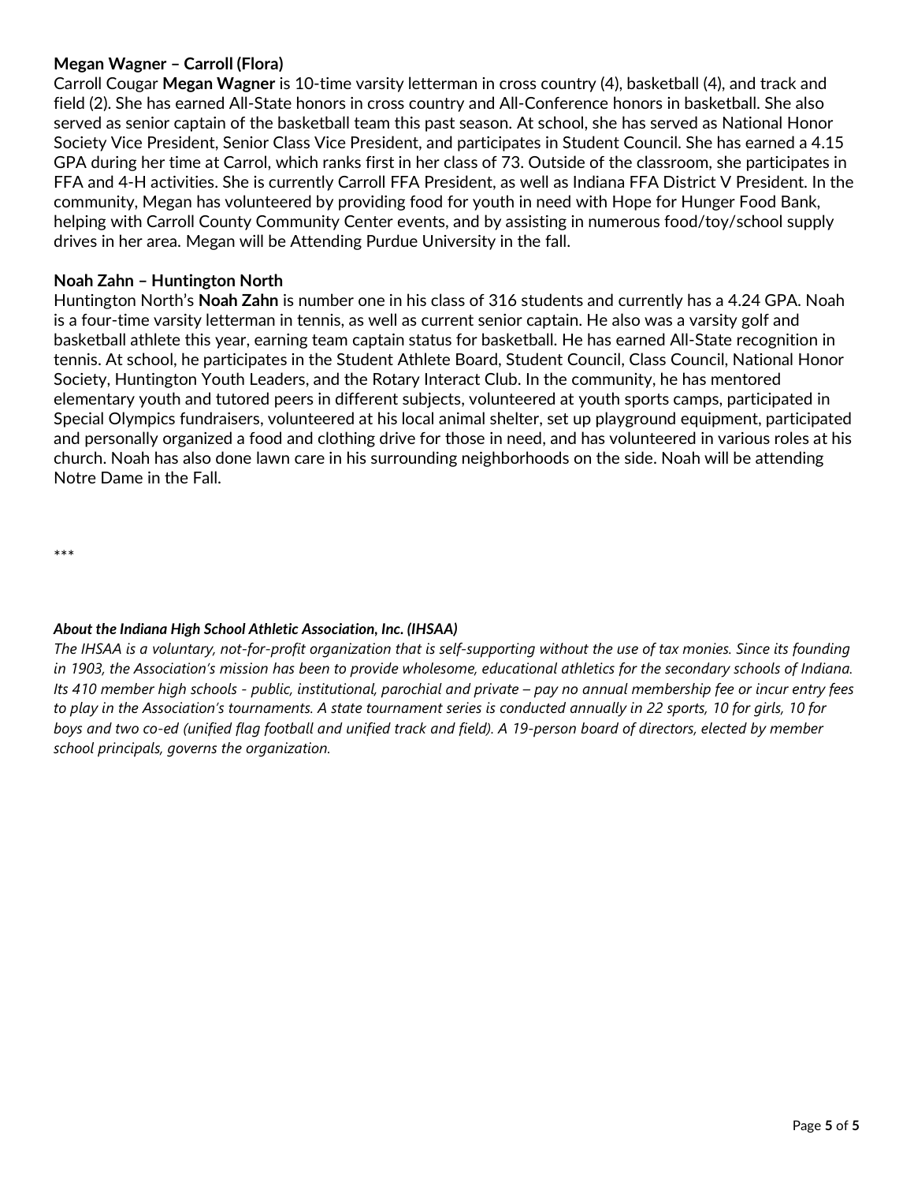**Megan Wagner – Carroll (Flora)**
Carroll Cougar **Megan Wagner** is 10-time varsity letterman in cross country (4), basketball (4), and track and field (2). She has earned All-State honors in cross country and All-Conference honors in basketball. She also served as senior captain of the basketball team this past season. At school, she has served as National Honor Society Vice President, Senior Class Vice President, and participates in Student Council. She has earned a 4.15 GPA during her time at Carrol, which ranks first in her class of 73. Outside of the classroom, she participates in FFA and 4-H activities. She is currently Carroll FFA President, as well as Indiana FFA District V President. In the community, Megan has volunteered by providing food for youth in need with Hope for Hunger Food Bank, helping with Carroll County Community Center events, and by assisting in numerous food/toy/school supply drives in her area. Megan will be Attending Purdue University in the fall.

**Noah Zahn – Huntington North**
Huntington North's **Noah Zahn** is number one in his class of 316 students and currently has a 4.24 GPA. Noah is a four-time varsity letterman in tennis, as well as current senior captain. He also was a varsity golf and basketball athlete this year, earning team captain status for basketball. He has earned All-State recognition in tennis. At school, he participates in the Student Athlete Board, Student Council, Class Council, National Honor Society, Huntington Youth Leaders, and the Rotary Interact Club. In the community, he has mentored elementary youth and tutored peers in different subjects, volunteered at youth sports camps, participated in Special Olympics fundraisers, volunteered at his local animal shelter, set up playground equipment, participated and personally organized a food and clothing drive for those in need, and has volunteered in various roles at his church. Noah has also done lawn care in his surrounding neighborhoods on the side. Noah will be attending Notre Dame in the Fall.

***

***About the Indiana High School Athletic Association, Inc. (IHSAA)***
*The IHSAA is a voluntary, not-for-profit organization that is self-supporting without the use of tax monies. Since its founding in 1903, the Association's mission has been to provide wholesome, educational athletics for the secondary schools of Indiana. Its 410 member high schools - public, institutional, parochial and private – pay no annual membership fee or incur entry fees to play in the Association's tournaments. A state tournament series is conducted annually in 22 sports, 10 for girls, 10 for boys and two co-ed (unified flag football and unified track and field). A 19-person board of directors, elected by member school principals, governs the organization.*